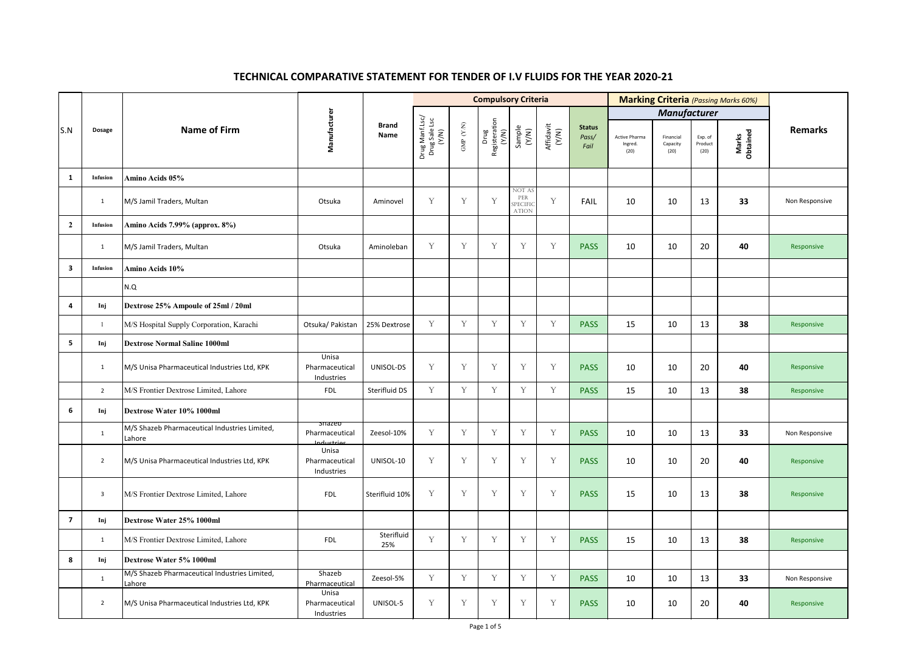# TECHNICAL COMPARATIVE STATEMENT FOR TENDER OF I.V FLUIDS FOR THE YEAR 2020-21

| S.N | Dosage | Name of Firm | Manufacturer | Brand Name | Compulsory Criteria | | | | | | Marking Criteria (Passing Marks 60%) | | | | Remarks |
|---|---|---|---|---|---|---|---|---|---|---|---|---|---|---|---|
| | | | | | | | | | | | Manufacturer | | | | |
| | | | | | Drug Manf.Lsc/ Drug Sale Lsc (Y/N) | GMP (Y/N) | Drug Registeration (Y/N) | Sample (Y/N) | Affidavit (Y/N) | Status Pass/ Fail | Active Pharma Ingred. (20) | Financial Capacity (20) | Exp. of Product (20) | Marks Obtained | |
| **1** | **Infusion** | **Amino Acids 05%** | | | | | | | | | | | | | |
| | 1 | M/S Jamil Traders, Multan | Otsuka | Aminovel | Y | Y | Y | NOT AS PER SPECIFICATION | Y | FAIL | 10 | 10 | 13 | **33** | Non Responsive |
| **2** | **Infusion** | **Amino Acids 7.99% (approx. 8%)** | | | | | | | | | | | | | |
| | 1 | M/S Jamil Traders, Multan | Otsuka | Aminoleban | Y | Y | Y | Y | Y | PASS | 10 | 10 | 20 | **40** | Responsive |
| **3** | **Infusion** | **Amino Acids 10%** | | | | | | | | | | | | | |
| | | N.Q | | | | | | | | | | | | | |
| **4** | **Inj** | **Dextrose 25% Ampoule of 25ml / 20ml** | | | | | | | | | | | | | |
| | 1 | M/S Hospital Supply Corporation, Karachi | Otsuka/ Pakistan | 25% Dextrose | Y | Y | Y | Y | Y | PASS | 15 | 10 | 13 | **38** | Responsive |
| **5** | **Inj** | **Dextrose Normal Saline 1000ml** | | | | | | | | | | | | | |
| | 1 | M/S Unisa Pharmaceutical Industries Ltd, KPK | Unisa Pharmaceutical Industries | UNISOL-DS | Y | Y | Y | Y | Y | PASS | 10 | 10 | 20 | **40** | Responsive |
| | 2 | M/S Frontier Dextrose Limited, Lahore | FDL | Sterifluid DS | Y | Y | Y | Y | Y | PASS | 15 | 10 | 13 | **38** | Responsive |
| **6** | **Inj** | **Dextrose Water 10% 1000ml** | | | | | | | | | | | | | |
| | 1 | M/S Shazeb Pharmaceutical Industries Limited, Lahore | Shazeb Pharmaceutical Industries | Zeesol-10% | Y | Y | Y | Y | Y | PASS | 10 | 10 | 13 | **33** | Non Responsive |
| | 2 | M/S Unisa Pharmaceutical Industries Ltd, KPK | Unisa Pharmaceutical Industries | UNISOL-10 | Y | Y | Y | Y | Y | PASS | 10 | 10 | 20 | **40** | Responsive |
| | 3 | M/S Frontier Dextrose Limited, Lahore | FDL | Sterifluid 10% | Y | Y | Y | Y | Y | PASS | 15 | 10 | 13 | **38** | Responsive |
| **7** | **Inj** | **Dextrose Water 25% 1000ml** | | | | | | | | | | | | | |
| | 1 | M/S Frontier Dextrose Limited, Lahore | FDL | Sterifluid 25% | Y | Y | Y | Y | Y | PASS | 15 | 10 | 13 | **38** | Responsive |
| **8** | **Inj** | **Dextrose Water 5% 1000ml** | | | | | | | | | | | | | |
| | 1 | M/S Shazeb Pharmaceutical Industries Limited, Lahore | Shazeb Pharmaceutical | Zeesol-5% | Y | Y | Y | Y | Y | PASS | 10 | 10 | 13 | **33** | Non Responsive |
| | 2 | M/S Unisa Pharmaceutical Industries Ltd, KPK | Unisa Pharmaceutical Industries | UNISOL-5 | Y | Y | Y | Y | Y | PASS | 10 | 10 | 20 | **40** | Responsive |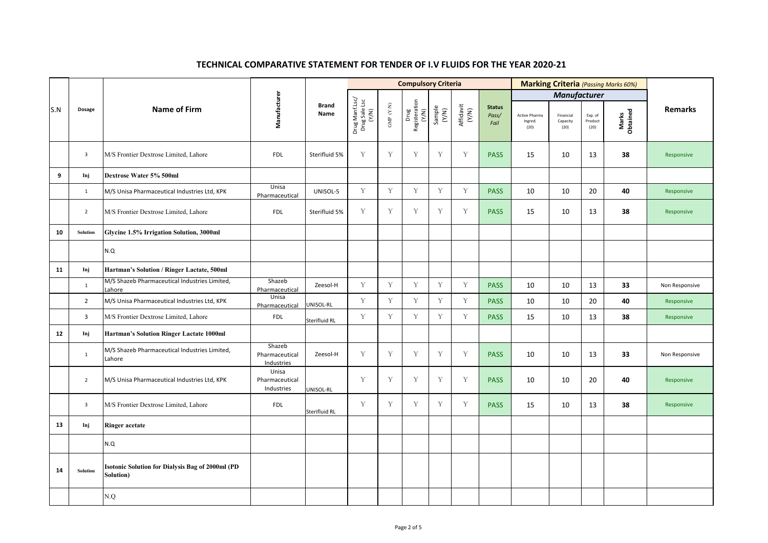## TECHNICAL COMPARATIVE STATEMENT FOR TENDER OF I.V FLUIDS FOR THE YEAR 2020-21

| S.N | Dosage | Name of Firm | Manufacturer | Brand Name | Compulsory Criteria | | | | | | Marking Criteria *(Passing Marks 60%)* | | | | Remarks |
|---|---|---|---|---|---|---|---|---|---|---|---|---|---|---|---|
| | | | | | | | | | | | *Manufacturer* | | | | |
| | | | | | Drug Manf.Lsc/ Drug Sale Lsc (Y/N) | GMP (Y/N) | Drug Registration (Y/N) | Sample (Y/N) | Affidavit (Y/N) | Status Pass/ Fail | Active Pharma Ingred. (20) | Financial Capacity (20) | Exp. of Product (20) | Marks Obtained | |
| | 3 | M/S Frontier Dextrose Limited, Lahore | FDL | Sterifluid 5% | Y | Y | Y | Y | Y | PASS | 15 | 10 | 13 | **38** | Responsive |
| **9** | **Inj** | **Dextrose Water 5% 500ml** | | | | | | | | | | | | | |
| | 1 | M/S Unisa Pharmaceutical Industries Ltd, KPK | Unisa Pharmaceutical | UNISOL-5 | Y | Y | Y | Y | Y | PASS | 10 | 10 | 20 | **40** | Responsive |
| | 2 | M/S Frontier Dextrose Limited, Lahore | FDL | Sterifluid 5% | Y | Y | Y | Y | Y | PASS | 15 | 10 | 13 | **38** | Responsive |
| **10** | **Solution** | **Glycine 1.5% Irrigation Solution, 3000ml** | | | | | | | | | | | | | |
| | | N.Q | | | | | | | | | | | | | |
| **11** | **Inj** | **Hartman's Solution / Ringer Lactate, 500ml** | | | | | | | | | | | | | |
| | 1 | M/S Shazeb Pharmaceutical Industries Limited, Lahore | Shazeb Pharmaceutical | Zeesol-H | Y | Y | Y | Y | Y | PASS | 10 | 10 | 13 | **33** | Non Responsive |
| | 2 | M/S Unisa Pharmaceutical Industries Ltd, KPK | Unisa Pharmaceutical | UNISOL-RL | Y | Y | Y | Y | Y | PASS | 10 | 10 | 20 | **40** | Responsive |
| | 3 | M/S Frontier Dextrose Limited, Lahore | FDL | Sterifluid RL | Y | Y | Y | Y | Y | PASS | 15 | 10 | 13 | **38** | Responsive |
| **12** | **Inj** | **Hartman's Solution Ringer Lactate 1000ml** | | | | | | | | | | | | | |
| | 1 | M/S Shazeb Pharmaceutical Industries Limited, Lahore | Shazeb Pharmaceutical Industries | Zeesol-H | Y | Y | Y | Y | Y | PASS | 10 | 10 | 13 | **33** | Non Responsive |
| | 2 | M/S Unisa Pharmaceutical Industries Ltd, KPK | Unisa Pharmaceutical Industries | UNISOL-RL | Y | Y | Y | Y | Y | PASS | 10 | 10 | 20 | **40** | Responsive |
| | 3 | M/S Frontier Dextrose Limited, Lahore | FDL | Sterifluid RL | Y | Y | Y | Y | Y | PASS | 15 | 10 | 13 | **38** | Responsive |
| **13** | **Inj** | **Ringer acetate** | | | | | | | | | | | | | |
| | | N.Q | | | | | | | | | | | | | |
| **14** | **Solution** | **Isotonic Solution for Dialysis Bag of 2000ml (PD Solution)** | | | | | | | | | | | | | |
| | | N.Q | | | | | | | | | | | | | |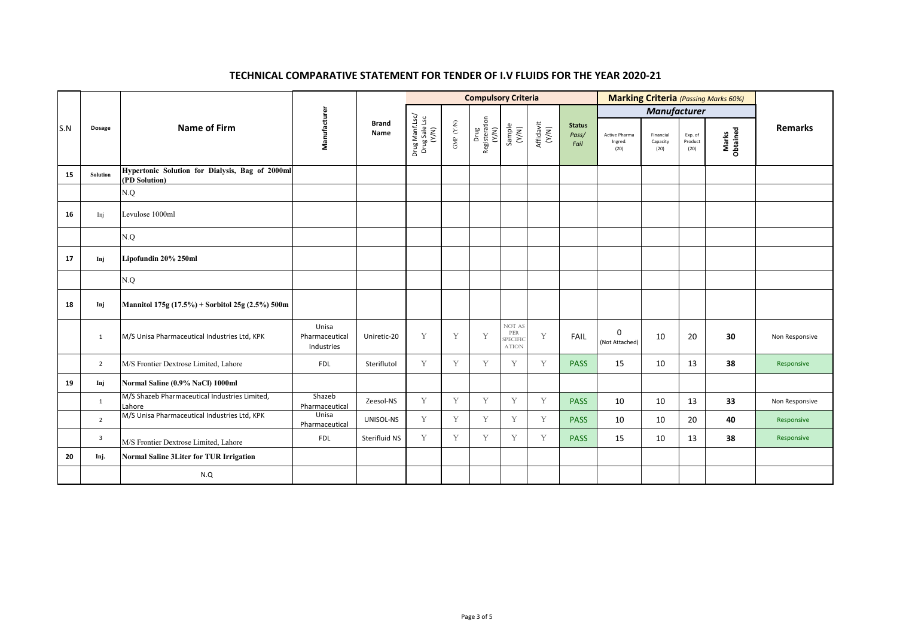## TECHNICAL COMPARATIVE STATEMENT FOR TENDER OF I.V FLUIDS FOR THE YEAR 2020-21

| S.N | Dosage | Name of Firm | Manufacturer | Brand Name | Compulsory Criteria | | | | | | Marking Criteria (Passing Marks 60%) | | | | Remarks |
|---|---|---|---|---|---|---|---|---|---|---|---|---|---|---|---|
| | | | | | | | | | | | Manufacturer | | | | |
| | | | | | Drug Manf.Lsc/ Drug Sale Lsc (Y/N) | GMP (Y/N) | Drug Registeration (Y/N) | Sample (Y/N) | Affidavit (Y/N) | Status Pass/ Fail | Active Pharma Ingred. (20) | Financial Capacity (20) | Exp. of Product (20) | Marks Obtained | |
| 15 | Solution | Hypertonic Solution for Dialysis, Bag of 2000ml (PD Solution) | | | | | | | | | | | | | |
| | | N.Q | | | | | | | | | | | | | |
| 16 | Inj | Levulose 1000ml | | | | | | | | | | | | | |
| | | N.Q | | | | | | | | | | | | | |
| 17 | Inj | Lipofundin 20% 250ml | | | | | | | | | | | | | |
| | | N.Q | | | | | | | | | | | | | |
| 18 | Inj | Mannitol 175g (17.5%) + Sorbitol 25g (2.5%) 500m | | | | | | | | | | | | | |
| | 1 | M/S Unisa Pharmaceutical Industries Ltd, KPK | Unisa Pharmaceutical Industries | Uniretic-20 | Y | Y | Y | NOT AS PER SPECIFICATION | Y | FAIL | 0 (Not Attached) | 10 | 20 | 30 | Non Responsive |
| | 2 | M/S Frontier Dextrose Limited, Lahore | FDL | Steriflutol | Y | Y | Y | Y | Y | PASS | 15 | 10 | 13 | 38 | Responsive |
| 19 | Inj | Normal Saline (0.9% NaCl) 1000ml | | | | | | | | | | | | | |
| | 1 | M/S Shazeb Pharmaceutical Industries Limited, Lahore | Shazeb Pharmaceutical | Zeesol-NS | Y | Y | Y | Y | Y | PASS | 10 | 10 | 13 | 33 | Non Responsive |
| | 2 | M/S Unisa Pharmaceutical Industries Ltd, KPK | Unisa Pharmaceutical | UNISOL-NS | Y | Y | Y | Y | Y | PASS | 10 | 10 | 20 | 40 | Responsive |
| | 3 | M/S Frontier Dextrose Limited, Lahore | FDL | Sterifluid NS | Y | Y | Y | Y | Y | PASS | 15 | 10 | 13 | 38 | Responsive |
| 20 | Inj. | Normal Saline 3Liter for TUR Irrigation | | | | | | | | | | | | | |
| | | N.Q | | | | | | | | | | | | | |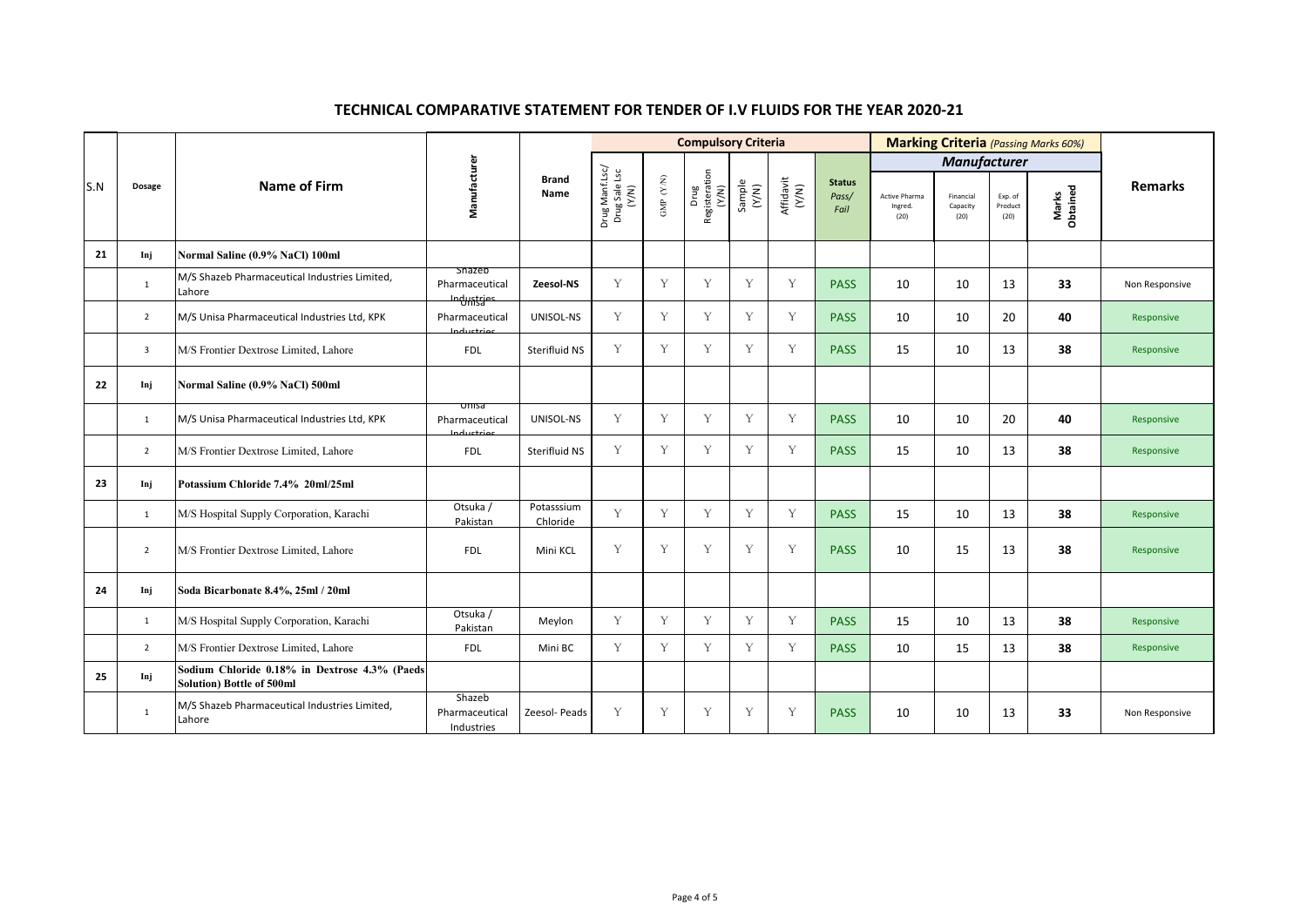# TECHNICAL COMPARATIVE STATEMENT FOR TENDER OF I.V FLUIDS FOR THE YEAR 2020-21

| S.N | Dosage | Name of Firm | Manufacturer | Brand Name | Compulsory Criteria | | | | | | Marking Criteria (Passing Marks 60%) | | | | Remarks |
|---|---|---|---|---|---|---|---|---|---|---|---|---|---|---|---|
| | | | | | | | | | | | Manufacturer | | | | |
| | | | | | Drug Manf.Lsc/ Drug Sale Lsc (Y/N) | GMP (Y/N) | Drug Registration (Y/N) | Sample (Y/N) | Affidavit (Y/N) | Status Pass/ Fail | Active Pharma Ingred. (20) | Financial Capacity (20) | Exp. of Product (20) | Marks Obtained | |
| 21 | Inj | Normal Saline (0.9% NaCl) 100ml | | | | | | | | | | | | | |
| | 1 | M/S Shazeb Pharmaceutical Industries Limited, Lahore | Shazeb Pharmaceutical Industries | Zeesol-NS | Y | Y | Y | Y | Y | PASS | 10 | 10 | 13 | 33 | Non Responsive |
| | 2 | M/S Unisa Pharmaceutical Industries Ltd, KPK | Unisa Pharmaceutical Industries | UNISOL-NS | Y | Y | Y | Y | Y | PASS | 10 | 10 | 20 | 40 | Responsive |
| | 3 | M/S Frontier Dextrose Limited, Lahore | FDL | Sterifluid NS | Y | Y | Y | Y | Y | PASS | 15 | 10 | 13 | 38 | Responsive |
| 22 | Inj | Normal Saline (0.9% NaCl) 500ml | | | | | | | | | | | | | |
| | 1 | M/S Unisa Pharmaceutical Industries Ltd, KPK | Unisa Pharmaceutical Industries | UNISOL-NS | Y | Y | Y | Y | Y | PASS | 10 | 10 | 20 | 40 | Responsive |
| | 2 | M/S Frontier Dextrose Limited, Lahore | FDL | Sterifluid NS | Y | Y | Y | Y | Y | PASS | 15 | 10 | 13 | 38 | Responsive |
| 23 | Inj | Potassium Chloride 7.4% 20ml/25ml | | | | | | | | | | | | | |
| | 1 | M/S Hospital Supply Corporation, Karachi | Otsuka / Pakistan | Potasssium Chloride | Y | Y | Y | Y | Y | PASS | 15 | 10 | 13 | 38 | Responsive |
| | 2 | M/S Frontier Dextrose Limited, Lahore | FDL | Mini KCL | Y | Y | Y | Y | Y | PASS | 10 | 15 | 13 | 38 | Responsive |
| 24 | Inj | Soda Bicarbonate 8.4%, 25ml / 20ml | | | | | | | | | | | | | |
| | 1 | M/S Hospital Supply Corporation, Karachi | Otsuka / Pakistan | Meylon | Y | Y | Y | Y | Y | PASS | 15 | 10 | 13 | 38 | Responsive |
| | 2 | M/S Frontier Dextrose Limited, Lahore | FDL | Mini BC | Y | Y | Y | Y | Y | PASS | 10 | 15 | 13 | 38 | Responsive |
| 25 | Inj | Sodium Chloride 0.18% in Dextrose 4.3% (Paeds Solution) Bottle of 500ml | | | | | | | | | | | | | |
| | 1 | M/S Shazeb Pharmaceutical Industries Limited, Lahore | Shazeb Pharmaceutical Industries | Zeesol- Peads | Y | Y | Y | Y | Y | PASS | 10 | 10 | 13 | 33 | Non Responsive |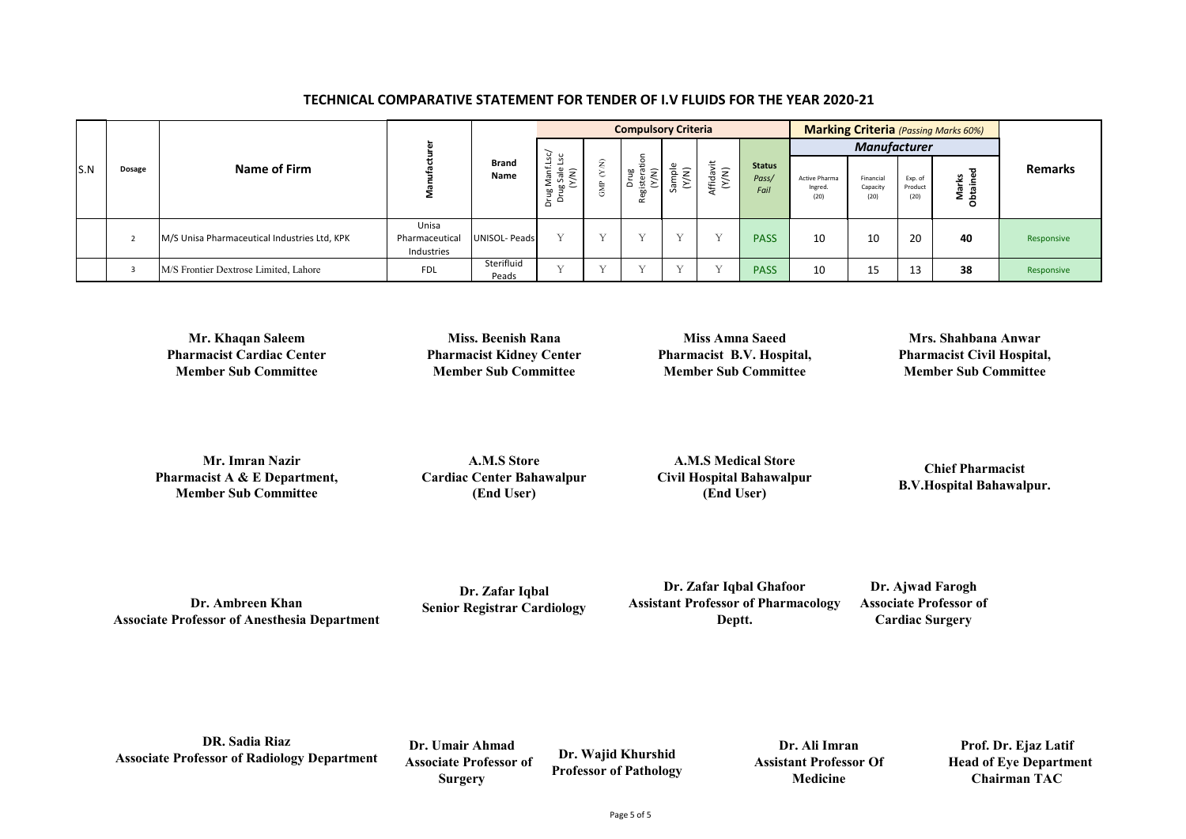## TECHNICAL COMPARATIVE STATEMENT FOR TENDER OF I.V FLUIDS FOR THE YEAR 2020-21

| S.N | Dosage | Name of Firm | Manufacturer | Brand Name | Compulsory Criteria | | | | | | Marking Criteria (Passing Marks 60%) | | | | Remarks |
|---|---|---|---|---|---|---|---|---|---|---|---|---|---|---|---|
| | | | | | | | | | | | Manufacturer | | | | |
| | | | | | Drug Manf.Lsc/ Drug Sale Lsc (Y/N) | GMP (Y/N) | Drug Registeration (Y/N) | Sample (Y/N) | Affidavit (Y/N) | Status Pass/ Fail | Active Pharma Ingred. (20) | Financial Capacity (20) | Exp. of Product (20) | Marks Obtained | |
| | 2 | M/S Unisa Pharmaceutical Industries Ltd, KPK | Unisa Pharmaceutical Industries | UNISOL- Peads | Y | Y | Y | Y | Y | PASS | 10 | 10 | 20 | **40** | Responsive |
| | 3 | M/S Frontier Dextrose Limited, Lahore | FDL | Sterifluid Peads | Y | Y | Y | Y | Y | PASS | 10 | 15 | 13 | **38** | Responsive |

**Mr. Khaqan Saleem**
**Pharmacist Cardiac Center**
**Member Sub Committee**

**Miss. Beenish Rana**
**Pharmacist Kidney Center**
**Member Sub Committee**

**Miss Amna Saeed**
**Pharmacist B.V. Hospital,**
**Member Sub Committee**

**Mrs. Shahbana Anwar**
**Pharmacist Civil Hospital,**
**Member Sub Committee**

**Mr. Imran Nazir**
**Pharmacist A & E Department,**
**Member Sub Committee**

**A.M.S Store**
**Cardiac Center Bahawalpur**
**(End User)**

**A.M.S Medical Store**
**Civil Hospital Bahawalpur**
**(End User)**

**Chief Pharmacist**
**B.V.Hospital Bahawalpur.**

**Dr. Ambreen Khan**
**Associate Professor of Anesthesia Department**

**Dr. Zafar Iqbal**
**Senior Registrar Cardiology**

**Dr. Zafar Iqbal Ghafoor**
**Assistant Professor of Pharmacology Deptt.**

**Dr. Ajwad Farogh**
**Associate Professor of Cardiac Surgery**

**DR. Sadia Riaz**
**Associate Professor of Radiology Department**

**Dr. Umair Ahmad**
**Associate Professor of Surgery**

**Dr. Wajid Khurshid**
**Professor of Pathology**

**Dr. Ali Imran**
**Assistant Professor Of Medicine**

**Prof. Dr. Ejaz Latif**
**Head of Eye Department**
**Chairman TAC**